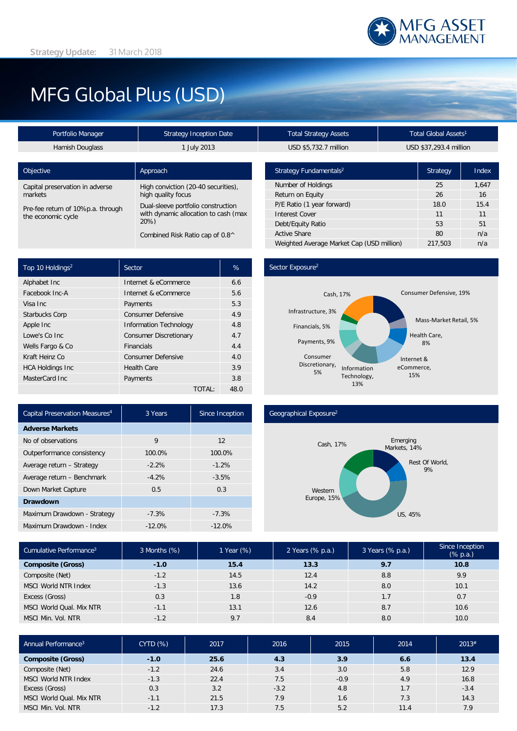Strategy Update: 31 March 2018

# MFG Global Plus (USD)

| Portfolio Manager | Strategy Inception Date | Total Strategy Assets | Total Global Assets[1] |
|---|---|---|---|
| Hamish Douglass | 1 July 2013 | USD $5,732.7 million | USD $37,293.4 million |

| Objective | Approach |
|---|---|
| Capital preservation in adverse markets | High conviction (20-40 securities), high quality focus |
| Pre-fee return of 10%p.a. through the economic cycle | Dual-sleeve portfolio construction with dynamic allocation to cash (max 20%) |
| | Combined Risk Ratio cap of 0.8^ |

| Strategy Fundamentals[2] | Strategy | Index |
|---|---|---|
| Number of Holdings | 25 | 1,647 |
| Return on Equity | 26 | 16 |
| P/E Ratio (1 year forward) | 18.0 | 15.4 |
| Interest Cover | 11 | 11 |
| Debt/Equity Ratio | 53 | 51 |
| Active Share | 80 | n/a |
| Weighted Average Market Cap (USD million) | 217,503 | n/a |

| Top 10 Holdings[2] | Sector | % |
|---|---|---|
| Alphabet Inc | Internet & eCommerce | 6.6 |
| Facebook Inc-A | Internet & eCommerce | 5.6 |
| Visa Inc | Payments | 5.3 |
| Starbucks Corp | Consumer Defensive | 4.9 |
| Apple Inc | Information Technology | 4.8 |
| Lowe's Co Inc | Consumer Discretionary | 4.7 |
| Wells Fargo & Co | Financials | 4.4 |
| Kraft Heinz Co | Consumer Defensive | 4.0 |
| HCA Holdings Inc | Health Care | 3.9 |
| MasterCard Inc | Payments | 3.8 |
| | TOTAL: | 48.0 |

**Sector Exposure[2]**

| Sector | % |
|---|---|
| Cash | 17% |
| Consumer Defensive | 19% |
| Mass-Market Retail | 5% |
| Health Care | 8% |
| Internet & eCommerce | 15% |
| Information Technology | 13% |
| Consumer Discretionary | 5% |
| Payments | 9% |
| Financials | 5% |
| Infrastructure | 3% |

| Capital Preservation Measures[4] | 3 Years | Since Inception |
|---|---|---|
| **Adverse Markets** | | |
| No of observations | 9 | 12 |
| Outperformance consistency | 100.0% | 100.0% |
| Average return – Strategy | -2.2% | -1.2% |
| Average return – Benchmark | -4.2% | -3.5% |
| Down Market Capture | 0.5 | 0.3 |
| **Drawdown** | | |
| Maximum Drawdown - Strategy | -7.3% | -7.3% |
| Maximum Drawdown - Index | -12.0% | -12.0% |

**Geographical Exposure[2]**

| Region | % |
|---|---|
| Cash | 17% |
| Emerging Markets | 14% |
| Rest Of World | 9% |
| US | 45% |
| Western Europe | 15% |

| Cumulative Performance[3] | 3 Months (%) | 1 Year (%) | 2 Years (% p.a.) | 3 Years (% p.a.) | Since Inception (% p.a.) |
|---|---|---|---|---|---|
| **Composite (Gross)** | **-1.0** | **15.4** | **13.3** | **9.7** | **10.8** |
| Composite (Net) | -1.2 | 14.5 | 12.4 | 8.8 | 9.9 |
| MSCI World NTR Index | -1.3 | 13.6 | 14.2 | 8.0 | 10.1 |
| Excess (Gross) | 0.3 | 1.8 | -0.9 | 1.7 | 0.7 |
| MSCI World Qual. Mix NTR | -1.1 | 13.1 | 12.6 | 8.7 | 10.6 |
| MSCI Min. Vol. NTR | -1.2 | 9.7 | 8.4 | 8.0 | 10.0 |

| Annual Performance[3] | CYTD (%) | 2017 | 2016 | 2015 | 2014 | 2013# |
|---|---|---|---|---|---|---|
| **Composite (Gross)** | **-1.0** | **25.6** | **4.3** | **3.9** | **6.6** | **13.4** |
| Composite (Net) | -1.2 | 24.6 | 3.4 | 3.0 | 5.8 | 12.9 |
| MSCI World NTR Index | -1.3 | 22.4 | 7.5 | -0.9 | 4.9 | 16.8 |
| Excess (Gross) | 0.3 | 3.2 | -3.2 | 4.8 | 1.7 | -3.4 |
| MSCI World Qual. Mix NTR | -1.1 | 21.5 | 7.9 | 1.6 | 7.3 | 14.3 |
| MSCI Min. Vol. NTR | -1.2 | 17.3 | 7.5 | 5.2 | 11.4 | 7.9 |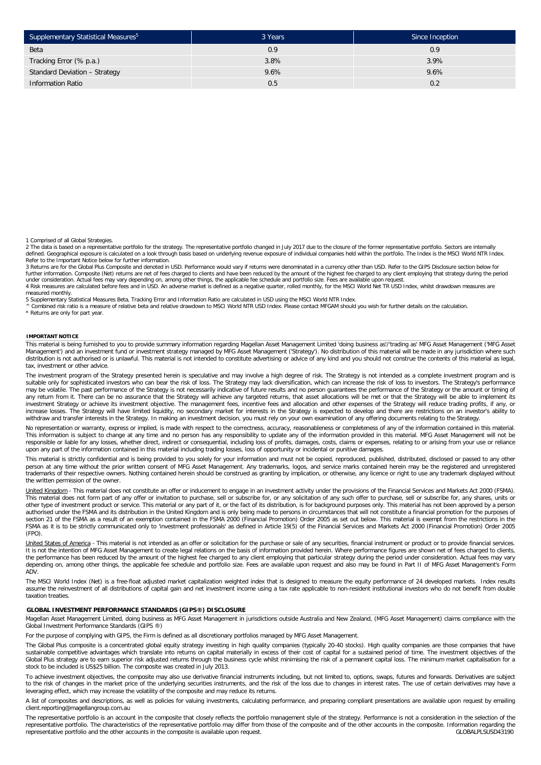| Supplementary Statistical Measures[5] | 3 Years | Since Inception |
|---|---|---|
| Beta | 0.9 | 0.9 |
| Tracking Error (% p.a.) | 3.8% | 3.9% |
| Standard Deviation – Strategy | 9.6% | 9.6% |
| Information Ratio | 0.5 | 0.2 |

1 Comprised of all Global Strategies.

2 The data is based on a representative portfolio for the strategy. The representative portfolio changed in July 2017 due to the closure of the former representative portfolio. Sectors are internally defined. Geographical exposure is calculated on a look through basis based on underlying revenue exposure of individual companies held within the portfolio. The Index is the MSCI World NTR Index. Refer to the Important Notice below for further information.

3 Returns are for the Global Plus Composite and denoted in USD. Performance would vary if returns were denominated in a currency other than USD. Refer to the GIPS Disclosure section below for further information. Composite (Net) returns are net of fees charged to clients and have been reduced by the amount of the highest fee charged to any client employing that strategy during the period under consideration. Actual fees may vary depending on, among other things, the applicable fee schedule and portfolio size. Fees are available upon request.

4 Risk measures are calculated before fees and in USD. An adverse market is defined as a negative quarter, rolled monthly, for the MSCI World Net TR USD Index, whilst drawdown measures are measured monthly.

5 Supplementary Statistical Measures Beta, Tracking Error and Information Ratio are calculated in USD using the MSCI World NTR Index.

^ Combined risk ratio is a measure of relative beta and relative drawdown to MSCI World NTR USD Index. Please contact MFGAM should you wish for further details on the calculation.

* Returns are only for part year.

## IMPORTANT NOTICE

This material is being furnished to you to provide summary information regarding Magellan Asset Management Limited 'doing business as'/'trading as' MFG Asset Management ('MFG Asset Management') and an investment fund or investment strategy managed by MFG Asset Management ('Strategy'). No distribution of this material will be made in any jurisdiction where such distribution is not authorised or is unlawful. This material is not intended to constitute advertising or advice of any kind and you should not construe the contents of this material as legal, tax, investment or other advice.

The investment program of the Strategy presented herein is speculative and may involve a high degree of risk. The Strategy is not intended as a complete investment program and is suitable only for sophisticated investors who can bear the risk of loss. The Strategy may lack diversification, which can increase the risk of loss to investors. The Strategy's performance may be volatile. The past performance of the Strategy is not necessarily indicative of future results and no person guarantees the performance of the Strategy or the amount or timing of any return from it. There can be no assurance that the Strategy will achieve any targeted returns, that asset allocations will be met or that the Strategy will be able to implement its investment Strategy or achieve its investment objective. The management fees, incentive fees and allocation and other expenses of the Strategy will reduce trading profits, if any, or increase losses. The Strategy will have limited liquidity, no secondary market for interests in the Strategy is expected to develop and there are restrictions on an investor's ability to withdraw and transfer interests in the Strategy. In making an investment decision, you must rely on your own examination of any offering documents relating to the Strategy.

No representation or warranty, express or implied, is made with respect to the correctness, accuracy, reasonableness or completeness of any of the information contained in this material. This information is subject to change at any time and no person has any responsibility to update any of the information provided in this material. MFG Asset Management will not be responsible or liable for any losses, whether direct, indirect or consequential, including loss of profits, damages, costs, claims or expenses, relating to or arising from your use or reliance upon any part of the information contained in this material including trading losses, loss of opportunity or incidental or punitive damages.

This material is strictly confidential and is being provided to you solely for your information and must not be copied, reproduced, published, distributed, disclosed or passed to any other person at any time without the prior written consent of MFG Asset Management. Any trademarks, logos, and service marks contained herein may be the registered and unregistered trademarks of their respective owners. Nothing contained herein should be construed as granting by implication, or otherwise, any licence or right to use any trademark displayed without the written permission of the owner.

United Kingdom - This material does not constitute an offer or inducement to engage in an investment activity under the provisions of the Financial Services and Markets Act 2000 (FSMA). This material does not form part of any offer or invitation to purchase, sell or subscribe for, or any solicitation of any such offer to purchase, sell or subscribe for, any shares, units or other type of investment product or service. This material or any part of it, or the fact of its distribution, is for background purposes only. This material has not been approved by a person authorised under the FSMA and its distribution in the United Kingdom and is only being made to persons in circumstances that will not constitute a financial promotion for the purposes of section 21 of the FSMA as a result of an exemption contained in the FSMA 2000 (Financial Promotion) Order 2005 as set out below. This material is exempt from the restrictions in the FSMA as it is to be strictly communicated only to 'investment professionals' as defined in Article 19(5) of the Financial Services and Markets Act 2000 (Financial Promotion) Order 2005 (FPO).

United States of America - This material is not intended as an offer or solicitation for the purchase or sale of any securities, financial instrument or product or to provide financial services. It is not the intention of MFG Asset Management to create legal relations on the basis of information provided herein. Where performance figures are shown net of fees charged to clients, the performance has been reduced by the amount of the highest fee charged to any client employing that particular strategy during the period under consideration. Actual fees may vary depending on, among other things, the applicable fee schedule and portfolio size. Fees are available upon request and also may be found in Part II of MFG Asset Management's Form ADV.

The MSCI World Index (Net) is a free-float adjusted market capitalization weighted index that is designed to measure the equity performance of 24 developed markets. Index results assume the reinvestment of all distributions of capital gain and net investment income using a tax rate applicable to non-resident institutional investors who do not benefit from double taxation treaties.

## GLOBAL INVESTMENT PERFORMANCE STANDARDS (GIPS®) DISCLOSURE

Magellan Asset Management Limited, doing business as MFG Asset Management in jurisdictions outside Australia and New Zealand, (MFG Asset Management) claims compliance with the Global Investment Performance Standards (GIPS ®)

For the purpose of complying with GIPS, the Firm is defined as all discretionary portfolios managed by MFG Asset Management.

The Global Plus composite is a concentrated global equity strategy investing in high quality companies (typically 20-40 stocks). High quality companies are those companies that have sustainable competitive advantages which translate into returns on capital materially in excess of their cost of capital for a sustained period of time. The investment objectives of the Global Plus strategy are to earn superior risk adjusted returns through the business cycle whilst minimising the risk of a permanent capital loss. The minimum market capitalisation for a stock to be included is US$25 billion. The composite was created in July 2013.

To achieve investment objectives, the composite may also use derivative financial instruments including, but not limited to, options, swaps, futures and forwards. Derivatives are subject to the risk of changes in the market price of the underlying securities instruments, and the risk of the loss due to changes in interest rates. The use of certain derivatives may have a leveraging effect, which may increase the volatility of the composite and may reduce its returns.

A list of composites and descriptions, as well as policies for valuing investments, calculating performance, and preparing compliant presentations are available upon request by emailing client.reporting@magellangroup.com.au

The representative portfolio is an account in the composite that closely reflects the portfolio management style of the strategy. Performance is not a consideration in the selection of the representative portfolio. The characteristics of the representative portfolio may differ from those of the composite and of the other accounts in the composite. Information regarding the representative portfolio and the other accounts in the composite is available upon request.

GLOBALPLSUSD43190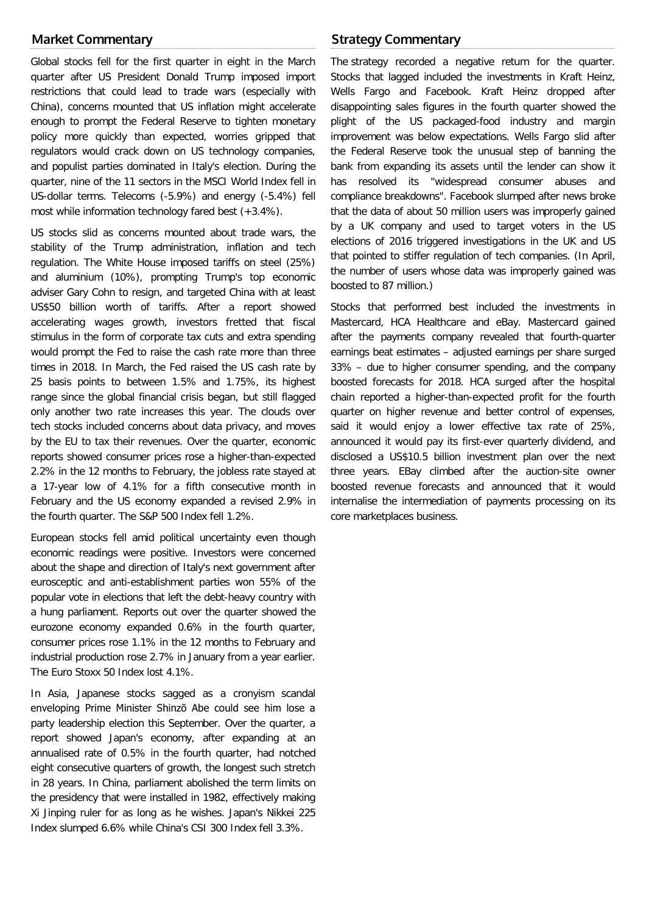## Market Commentary

Global stocks fell for the first quarter in eight in the March quarter after US President Donald Trump imposed import restrictions that could lead to trade wars (especially with China), concerns mounted that US inflation might accelerate enough to prompt the Federal Reserve to tighten monetary policy more quickly than expected, worries gripped that regulators would crack down on US technology companies, and populist parties dominated in Italy's election. During the quarter, nine of the 11 sectors in the MSCI World Index fell in US-dollar terms. Telecoms (-5.9%) and energy (-5.4%) fell most while information technology fared best (+3.4%).

US stocks slid as concerns mounted about trade wars, the stability of the Trump administration, inflation and tech regulation. The White House imposed tariffs on steel (25%) and aluminium (10%), prompting Trump's top economic adviser Gary Cohn to resign, and targeted China with at least US$50 billion worth of tariffs. After a report showed accelerating wages growth, investors fretted that fiscal stimulus in the form of corporate tax cuts and extra spending would prompt the Fed to raise the cash rate more than three times in 2018. In March, the Fed raised the US cash rate by 25 basis points to between 1.5% and 1.75%, its highest range since the global financial crisis began, but still flagged only another two rate increases this year. The clouds over tech stocks included concerns about data privacy, and moves by the EU to tax their revenues. Over the quarter, economic reports showed consumer prices rose a higher-than-expected 2.2% in the 12 months to February, the jobless rate stayed at a 17-year low of 4.1% for a fifth consecutive month in February and the US economy expanded a revised 2.9% in the fourth quarter. The S&P 500 Index fell 1.2%.

European stocks fell amid political uncertainty even though economic readings were positive. Investors were concerned about the shape and direction of Italy's next government after eurosceptic and anti-establishment parties won 55% of the popular vote in elections that left the debt-heavy country with a hung parliament. Reports out over the quarter showed the eurozone economy expanded 0.6% in the fourth quarter, consumer prices rose 1.1% in the 12 months to February and industrial production rose 2.7% in January from a year earlier. The Euro Stoxx 50 Index lost 4.1%.

In Asia, Japanese stocks sagged as a cronyism scandal enveloping Prime Minister Shinzō Abe could see him lose a party leadership election this September. Over the quarter, a report showed Japan's economy, after expanding at an annualised rate of 0.5% in the fourth quarter, had notched eight consecutive quarters of growth, the longest such stretch in 28 years. In China, parliament abolished the term limits on the presidency that were installed in 1982, effectively making Xi Jinping ruler for as long as he wishes. Japan's Nikkei 225 Index slumped 6.6% while China's CSI 300 Index fell 3.3%.

## Strategy Commentary

The strategy recorded a negative return for the quarter. Stocks that lagged included the investments in Kraft Heinz, Wells Fargo and Facebook. Kraft Heinz dropped after disappointing sales figures in the fourth quarter showed the plight of the US packaged-food industry and margin improvement was below expectations. Wells Fargo slid after the Federal Reserve took the unusual step of banning the bank from expanding its assets until the lender can show it has resolved its "widespread consumer abuses and compliance breakdowns". Facebook slumped after news broke that the data of about 50 million users was improperly gained by a UK company and used to target voters in the US elections of 2016 triggered investigations in the UK and US that pointed to stiffer regulation of tech companies. (In April, the number of users whose data was improperly gained was boosted to 87 million.)

Stocks that performed best included the investments in Mastercard, HCA Healthcare and eBay. Mastercard gained after the payments company revealed that fourth-quarter earnings beat estimates – adjusted earnings per share surged 33% – due to higher consumer spending, and the company boosted forecasts for 2018. HCA surged after the hospital chain reported a higher-than-expected profit for the fourth quarter on higher revenue and better control of expenses, said it would enjoy a lower effective tax rate of 25%, announced it would pay its first-ever quarterly dividend, and disclosed a US$10.5 billion investment plan over the next three years. EBay climbed after the auction-site owner boosted revenue forecasts and announced that it would internalise the intermediation of payments processing on its core marketplaces business.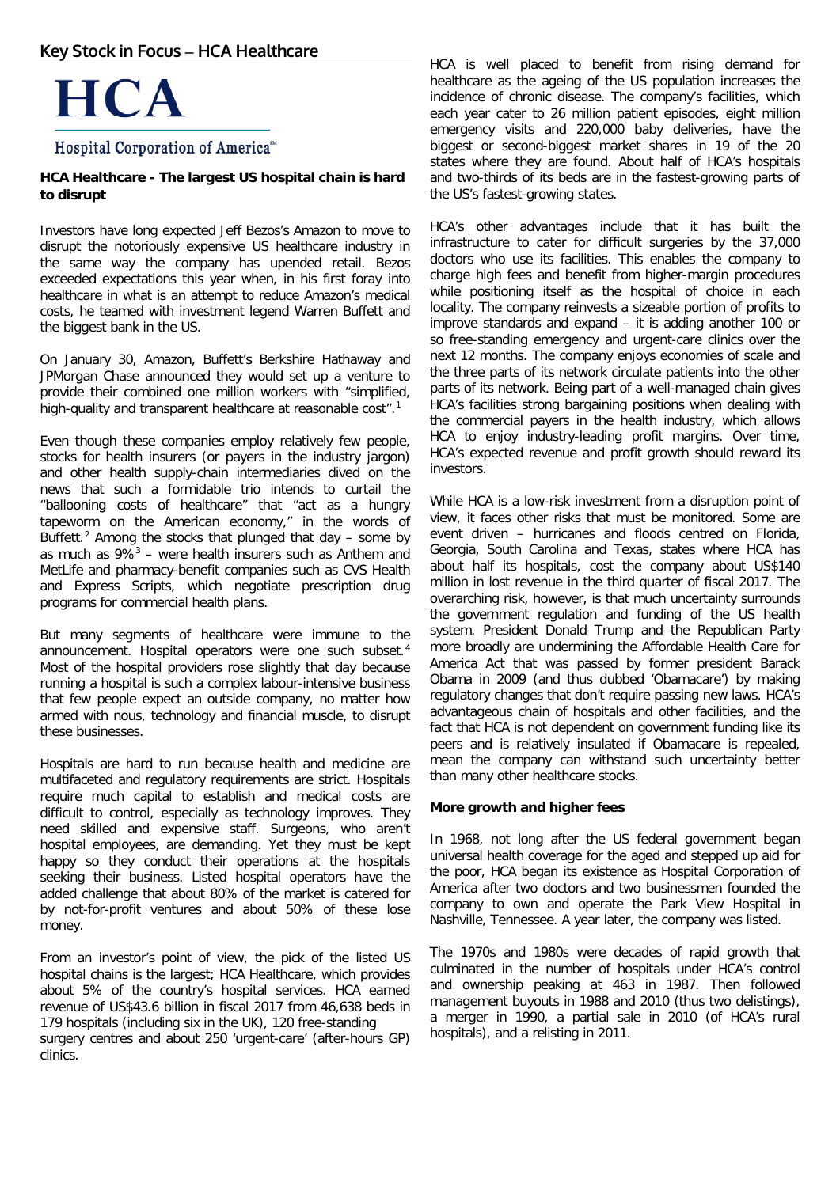## Key Stock in Focus – HCA Healthcare

HCA

Hospital Corporation of America℠

**HCA Healthcare - The largest US hospital chain is hard to disrupt**

Investors have long expected Jeff Bezos's Amazon to move to disrupt the notoriously expensive US healthcare industry in the same way the company has upended retail. Bezos exceeded expectations this year when, in his first foray into healthcare in what is an attempt to reduce Amazon's medical costs, he teamed with investment legend Warren Buffett and the biggest bank in the US.

On January 30, Amazon, Buffett's Berkshire Hathaway and JPMorgan Chase announced they would set up a venture to provide their combined one million workers with "simplified, high-quality and transparent healthcare at reasonable cost".[1]

Even though these companies employ relatively few people, stocks for health insurers (or payers in the industry jargon) and other health supply-chain intermediaries dived on the news that such a formidable trio intends to curtail the "ballooning costs of healthcare" that "act as a hungry tapeworm on the American economy," in the words of Buffett.[2] Among the stocks that plunged that day – some by as much as 9%[3] – were health insurers such as Anthem and MetLife and pharmacy-benefit companies such as CVS Health and Express Scripts, which negotiate prescription drug programs for commercial health plans.

But many segments of healthcare were immune to the announcement. Hospital operators were one such subset.[4] Most of the hospital providers rose slightly that day because running a hospital is such a complex labour-intensive business that few people expect an outside company, no matter how armed with nous, technology and financial muscle, to disrupt these businesses.

Hospitals are hard to run because health and medicine are multifaceted and regulatory requirements are strict. Hospitals require much capital to establish and medical costs are difficult to control, especially as technology improves. They need skilled and expensive staff. Surgeons, who aren't hospital employees, are demanding. Yet they must be kept happy so they conduct their operations at the hospitals seeking their business. Listed hospital operators have the added challenge that about 80% of the market is catered for by not-for-profit ventures and about 50% of these lose money.

From an investor's point of view, the pick of the listed US hospital chains is the largest; HCA Healthcare, which provides about 5% of the country's hospital services. HCA earned revenue of US$43.6 billion in fiscal 2017 from 46,638 beds in 179 hospitals (including six in the UK), 120 free-standing surgery centres and about 250 'urgent-care' (after-hours GP) clinics.

HCA is well placed to benefit from rising demand for healthcare as the ageing of the US population increases the incidence of chronic disease. The company's facilities, which each year cater to 26 million patient episodes, eight million emergency visits and 220,000 baby deliveries, have the biggest or second-biggest market shares in 19 of the 20 states where they are found. About half of HCA's hospitals and two-thirds of its beds are in the fastest-growing parts of the US's fastest-growing states.

HCA's other advantages include that it has built the infrastructure to cater for difficult surgeries by the 37,000 doctors who use its facilities. This enables the company to charge high fees and benefit from higher-margin procedures while positioning itself as the hospital of choice in each locality. The company reinvests a sizeable portion of profits to improve standards and expand – it is adding another 100 or so free-standing emergency and urgent-care clinics over the next 12 months. The company enjoys economies of scale and the three parts of its network circulate patients into the other parts of its network. Being part of a well-managed chain gives HCA's facilities strong bargaining positions when dealing with the commercial payers in the health industry, which allows HCA to enjoy industry-leading profit margins. Over time, HCA's expected revenue and profit growth should reward its investors.

While HCA is a low-risk investment from a disruption point of view, it faces other risks that must be monitored. Some are event driven – hurricanes and floods centred on Florida, Georgia, South Carolina and Texas, states where HCA has about half its hospitals, cost the company about US$140 million in lost revenue in the third quarter of fiscal 2017. The overarching risk, however, is that much uncertainty surrounds the government regulation and funding of the US health system. President Donald Trump and the Republican Party more broadly are undermining the Affordable Health Care for America Act that was passed by former president Barack Obama in 2009 (and thus dubbed 'Obamacare') by making regulatory changes that don't require passing new laws. HCA's advantageous chain of hospitals and other facilities, and the fact that HCA is not dependent on government funding like its peers and is relatively insulated if Obamacare is repealed, mean the company can withstand such uncertainty better than many other healthcare stocks.

**More growth and higher fees**

In 1968, not long after the US federal government began universal health coverage for the aged and stepped up aid for the poor, HCA began its existence as Hospital Corporation of America after two doctors and two businessmen founded the company to own and operate the Park View Hospital in Nashville, Tennessee. A year later, the company was listed.

The 1970s and 1980s were decades of rapid growth that culminated in the number of hospitals under HCA's control and ownership peaking at 463 in 1987. Then followed management buyouts in 1988 and 2010 (thus two delistings), a merger in 1990, a partial sale in 2010 (of HCA's rural hospitals), and a relisting in 2011.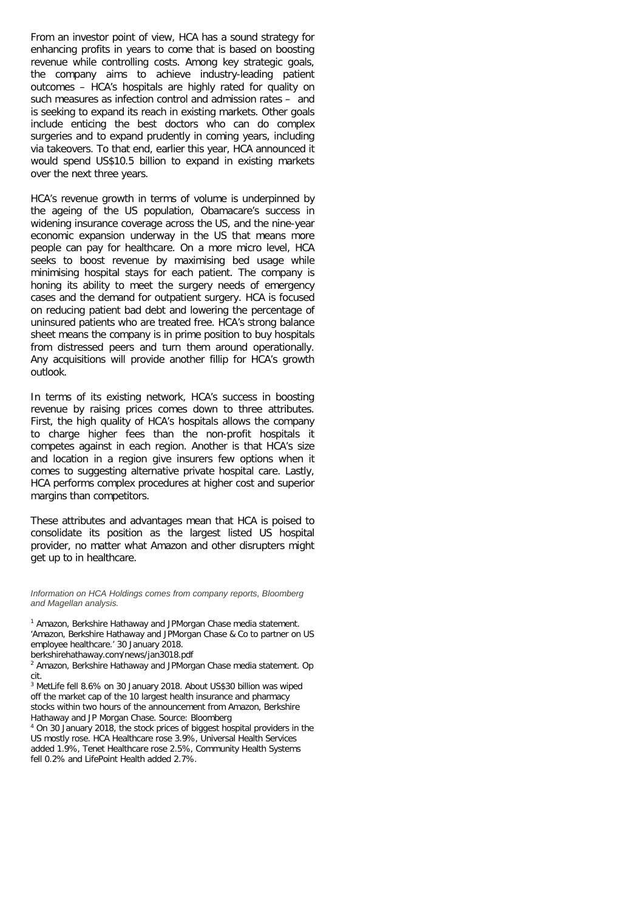From an investor point of view, HCA has a sound strategy for enhancing profits in years to come that is based on boosting revenue while controlling costs. Among key strategic goals, the company aims to achieve industry-leading patient outcomes – HCA's hospitals are highly rated for quality on such measures as infection control and admission rates – and is seeking to expand its reach in existing markets. Other goals include enticing the best doctors who can do complex surgeries and to expand prudently in coming years, including via takeovers. To that end, earlier this year, HCA announced it would spend US$10.5 billion to expand in existing markets over the next three years.

HCA's revenue growth in terms of volume is underpinned by the ageing of the US population, Obamacare's success in widening insurance coverage across the US, and the nine-year economic expansion underway in the US that means more people can pay for healthcare. On a more micro level, HCA seeks to boost revenue by maximising bed usage while minimising hospital stays for each patient. The company is honing its ability to meet the surgery needs of emergency cases and the demand for outpatient surgery. HCA is focused on reducing patient bad debt and lowering the percentage of uninsured patients who are treated free. HCA's strong balance sheet means the company is in prime position to buy hospitals from distressed peers and turn them around operationally. Any acquisitions will provide another fillip for HCA's growth outlook.

In terms of its existing network, HCA's success in boosting revenue by raising prices comes down to three attributes. First, the high quality of HCA's hospitals allows the company to charge higher fees than the non-profit hospitals it competes against in each region. Another is that HCA's size and location in a region give insurers few options when it comes to suggesting alternative private hospital care. Lastly, HCA performs complex procedures at higher cost and superior margins than competitors.

These attributes and advantages mean that HCA is poised to consolidate its position as the largest listed US hospital provider, no matter what Amazon and other disrupters might get up to in healthcare.

*Information on HCA Holdings comes from company reports, Bloomberg and Magellan analysis.*

[1] Amazon, Berkshire Hathaway and JPMorgan Chase media statement. 'Amazon, Berkshire Hathaway and JPMorgan Chase & Co to partner on US employee healthcare.' 30 January 2018. berkshirehathaway.com/news/jan3018.pdf

[2] Amazon, Berkshire Hathaway and JPMorgan Chase media statement. Op cit.

[3] MetLife fell 8.6% on 30 January 2018. About US$30 billion was wiped off the market cap of the 10 largest health insurance and pharmacy stocks within two hours of the announcement from Amazon, Berkshire Hathaway and JP Morgan Chase. Source: Bloomberg

[4] On 30 January 2018, the stock prices of biggest hospital providers in the US mostly rose. HCA Healthcare rose 3.9%, Universal Health Services added 1.9%, Tenet Healthcare rose 2.5%, Community Health Systems fell 0.2% and LifePoint Health added 2.7%.